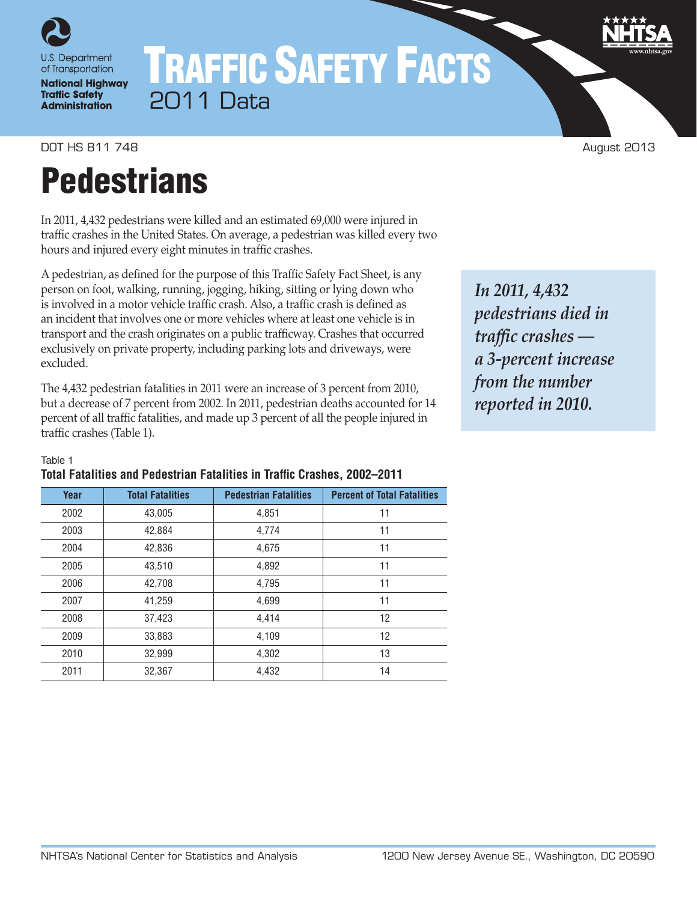U.S. Department of Transportation
**National Highway Traffic Safety Administration**

# TRAFFIC SAFETY FACTS
## 2011 Data

DOT HS 811 748 August 2013

# Pedestrians

In 2011, 4,432 pedestrians were killed and an estimated 69,000 were injured in traffic crashes in the United States. On average, a pedestrian was killed every two hours and injured every eight minutes in traffic crashes.

A pedestrian, as defined for the purpose of this Traffic Safety Fact Sheet, is any person on foot, walking, running, jogging, hiking, sitting or lying down who is involved in a motor vehicle traffic crash. Also, a traffic crash is defined as an incident that involves one or more vehicles where at least one vehicle is in transport and the crash originates on a public trafficway. Crashes that occurred exclusively on private property, including parking lots and driveways, were excluded.

The 4,432 pedestrian fatalities in 2011 were an increase of 3 percent from 2010, but a decrease of 7 percent from 2002. In 2011, pedestrian deaths accounted for 14 percent of all traffic fatalities, and made up 3 percent of all the people injured in traffic crashes (Table 1).

***In 2011, 4,432 pedestrians died in traffic crashes — a 3-percent increase from the number reported in 2010.***

Table 1
**Total Fatalities and Pedestrian Fatalities in Traffic Crashes, 2002–2011**

| Year | Total Fatalities | Pedestrian Fatalities | Percent of Total Fatalities |
|---|---|---|---|
| 2002 | 43,005 | 4,851 | 11 |
| 2003 | 42,884 | 4,774 | 11 |
| 2004 | 42,836 | 4,675 | 11 |
| 2005 | 43,510 | 4,892 | 11 |
| 2006 | 42,708 | 4,795 | 11 |
| 2007 | 41,259 | 4,699 | 11 |
| 2008 | 37,423 | 4,414 | 12 |
| 2009 | 33,883 | 4,109 | 12 |
| 2010 | 32,999 | 4,302 | 13 |
| 2011 | 32,367 | 4,432 | 14 |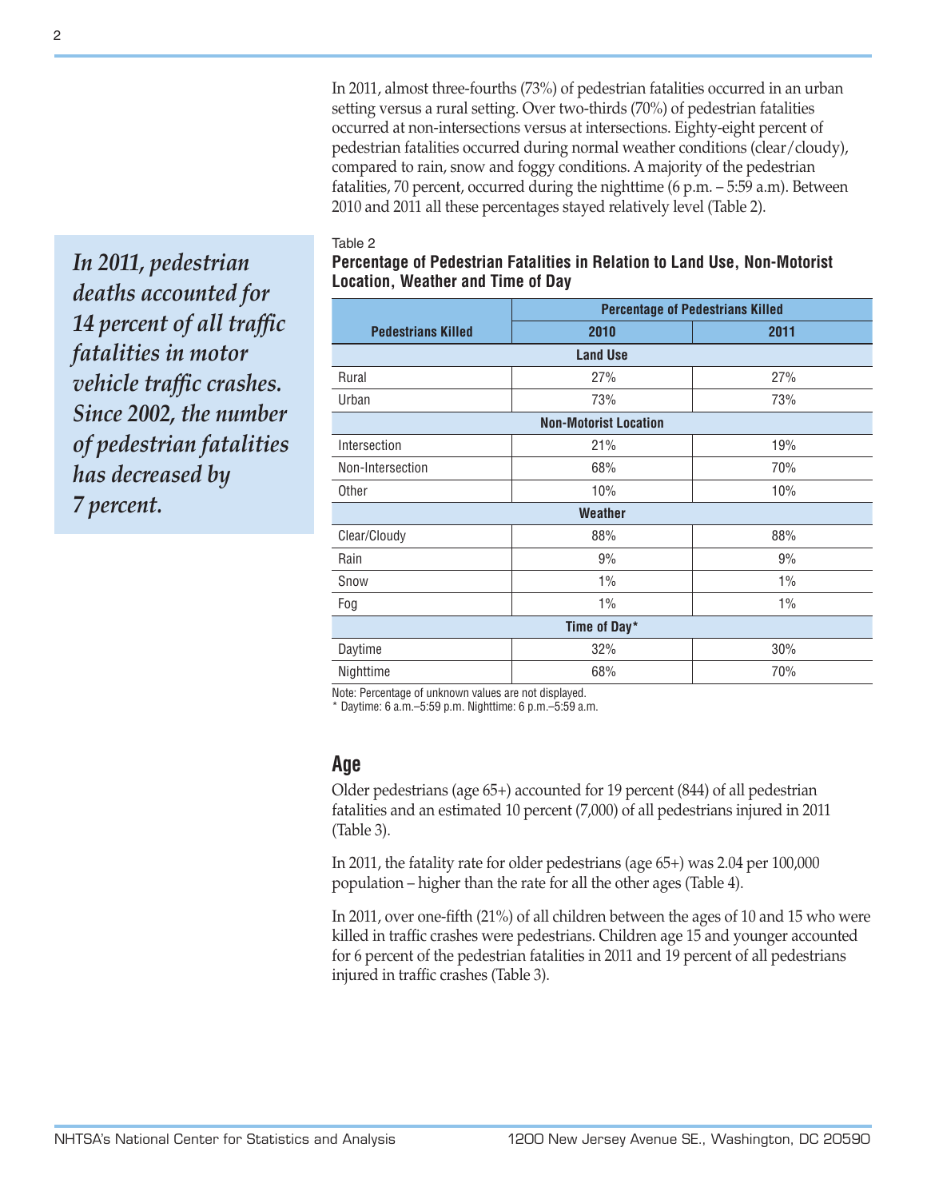*In 2011, pedestrian deaths accounted for 14 percent of all traffic fatalities in motor vehicle traffic crashes. Since 2002, the number of pedestrian fatalities has decreased by 7 percent.*

In 2011, almost three-fourths (73%) of pedestrian fatalities occurred in an urban setting versus a rural setting. Over two-thirds (70%) of pedestrian fatalities occurred at non-intersections versus at intersections. Eighty-eight percent of pedestrian fatalities occurred during normal weather conditions (clear/cloudy), compared to rain, snow and foggy conditions. A majority of the pedestrian fatalities, 70 percent, occurred during the nighttime (6 p.m. – 5:59 a.m). Between 2010 and 2011 all these percentages stayed relatively level (Table 2).

Table 2

**Percentage of Pedestrian Fatalities in Relation to Land Use, Non-Motorist Location, Weather and Time of Day**

| Pedestrians Killed | Percentage of Pedestrians Killed | |
|---|---|---|
| | 2010 | 2011 |
| **Land Use** | | |
| Rural | 27% | 27% |
| Urban | 73% | 73% |
| **Non-Motorist Location** | | |
| Intersection | 21% | 19% |
| Non-Intersection | 68% | 70% |
| Other | 10% | 10% |
| **Weather** | | |
| Clear/Cloudy | 88% | 88% |
| Rain | 9% | 9% |
| Snow | 1% | 1% |
| Fog | 1% | 1% |
| **Time of Day*** | | |
| Daytime | 32% | 30% |
| Nighttime | 68% | 70% |

Note: Percentage of unknown values are not displayed.
* Daytime: 6 a.m.–5:59 p.m. Nighttime: 6 p.m.–5:59 a.m.

## Age

Older pedestrians (age 65+) accounted for 19 percent (844) of all pedestrian fatalities and an estimated 10 percent (7,000) of all pedestrians injured in 2011 (Table 3).

In 2011, the fatality rate for older pedestrians (age 65+) was 2.04 per 100,000 population – higher than the rate for all the other ages (Table 4).

In 2011, over one-fifth (21%) of all children between the ages of 10 and 15 who were killed in traffic crashes were pedestrians. Children age 15 and younger accounted for 6 percent of the pedestrian fatalities in 2011 and 19 percent of all pedestrians injured in traffic crashes (Table 3).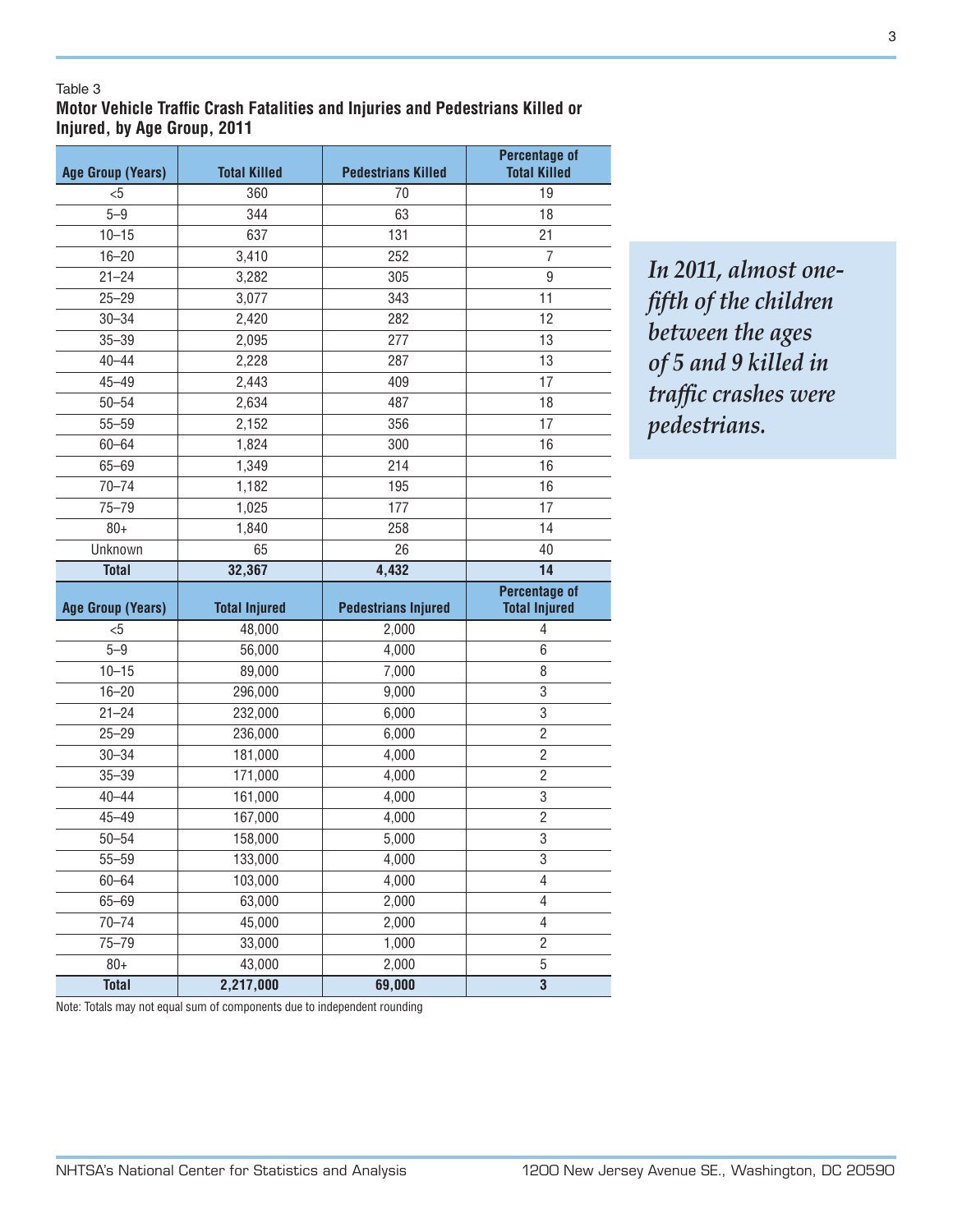Table 3

**Motor Vehicle Traffic Crash Fatalities and Injuries and Pedestrians Killed or Injured, by Age Group, 2011**

| Age Group (Years) | Total Killed | Pedestrians Killed | Percentage of Total Killed |
|---|---|---|---|
| <5 | 360 | 70 | 19 |
| 5–9 | 344 | 63 | 18 |
| 10–15 | 637 | 131 | 21 |
| 16–20 | 3,410 | 252 | 7 |
| 21–24 | 3,282 | 305 | 9 |
| 25–29 | 3,077 | 343 | 11 |
| 30–34 | 2,420 | 282 | 12 |
| 35–39 | 2,095 | 277 | 13 |
| 40–44 | 2,228 | 287 | 13 |
| 45–49 | 2,443 | 409 | 17 |
| 50–54 | 2,634 | 487 | 18 |
| 55–59 | 2,152 | 356 | 17 |
| 60–64 | 1,824 | 300 | 16 |
| 65–69 | 1,349 | 214 | 16 |
| 70–74 | 1,182 | 195 | 16 |
| 75–79 | 1,025 | 177 | 17 |
| 80+ | 1,840 | 258 | 14 |
| Unknown | 65 | 26 | 40 |
| **Total** | **32,367** | **4,432** | **14** |
| **Age Group (Years)** | **Total Injured** | **Pedestrians Injured** | **Percentage of Total Injured** |
| <5 | 48,000 | 2,000 | 4 |
| 5–9 | 56,000 | 4,000 | 6 |
| 10–15 | 89,000 | 7,000 | 8 |
| 16–20 | 296,000 | 9,000 | 3 |
| 21–24 | 232,000 | 6,000 | 3 |
| 25–29 | 236,000 | 6,000 | 2 |
| 30–34 | 181,000 | 4,000 | 2 |
| 35–39 | 171,000 | 4,000 | 2 |
| 40–44 | 161,000 | 4,000 | 3 |
| 45–49 | 167,000 | 4,000 | 2 |
| 50–54 | 158,000 | 5,000 | 3 |
| 55–59 | 133,000 | 4,000 | 3 |
| 60–64 | 103,000 | 4,000 | 4 |
| 65–69 | 63,000 | 2,000 | 4 |
| 70–74 | 45,000 | 2,000 | 4 |
| 75–79 | 33,000 | 1,000 | 2 |
| 80+ | 43,000 | 2,000 | 5 |
| **Total** | **2,217,000** | **69,000** | **3** |

Note: Totals may not equal sum of components due to independent rounding

*In 2011, almost one-fifth of the children between the ages of 5 and 9 killed in traffic crashes were pedestrians.*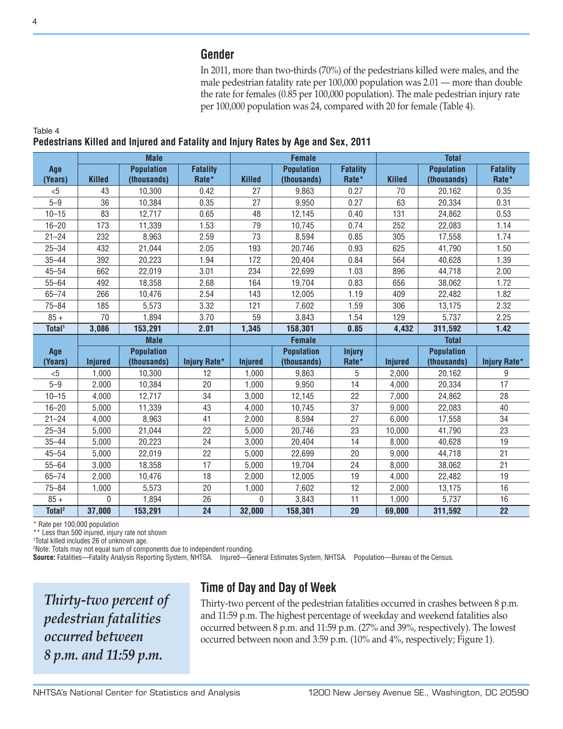## Gender

In 2011, more than two-thirds (70%) of the pedestrians killed were males, and the male pedestrian fatality rate per 100,000 population was 2.01 — more than double the rate for females (0.85 per 100,000 population). The male pedestrian injury rate per 100,000 population was 24, compared with 20 for female (Table 4).

Table 4
**Pedestrians Killed and Injured and Fatality and Injury Rates by Age and Sex, 2011**

| | Male | | | Female | | | Total | | |
|---|---|---|---|---|---|---|---|---|---|
| Age (Years) | Killed | Population (thousands) | Fatality Rate* | Killed | Population (thousands) | Fatality Rate* | Killed | Population (thousands) | Fatality Rate* |
| <5 | 43 | 10,300 | 0.42 | 27 | 9,863 | 0.27 | 70 | 20,162 | 0.35 |
| 5–9 | 36 | 10,384 | 0.35 | 27 | 9,950 | 0.27 | 63 | 20,334 | 0.31 |
| 10–15 | 83 | 12,717 | 0.65 | 48 | 12,145 | 0.40 | 131 | 24,862 | 0.53 |
| 16–20 | 173 | 11,339 | 1.53 | 79 | 10,745 | 0.74 | 252 | 22,083 | 1.14 |
| 21–24 | 232 | 8,963 | 2.59 | 73 | 8,594 | 0.85 | 305 | 17,558 | 1.74 |
| 25–34 | 432 | 21,044 | 2.05 | 193 | 20,746 | 0.93 | 625 | 41,790 | 1.50 |
| 35–44 | 392 | 20,223 | 1.94 | 172 | 20,404 | 0.84 | 564 | 40,628 | 1.39 |
| 45–54 | 662 | 22,019 | 3.01 | 234 | 22,699 | 1.03 | 896 | 44,718 | 2.00 |
| 55–64 | 492 | 18,358 | 2.68 | 164 | 19,704 | 0.83 | 656 | 38,062 | 1.72 |
| 65–74 | 266 | 10,476 | 2.54 | 143 | 12,005 | 1.19 | 409 | 22,482 | 1.82 |
| 75–84 | 185 | 5,573 | 3.32 | 121 | 7,602 | 1.59 | 306 | 13,175 | 2.32 |
| 85 + | 70 | 1,894 | 3.70 | 59 | 3,843 | 1.54 | 129 | 5,737 | 2.25 |
| **Total[1]** | **3,086** | **153,291** | **2.01** | **1,345** | **158,301** | **0.85** | **4,432** | **311,592** | **1.42** |
| | **Male** | | | **Female** | | | **Total** | | |
| **Age (Years)** | **Injured** | **Population (thousands)** | **Injury Rate*** | **Injured** | **Population (thousands)** | **Injury Rate*** | **Injured** | **Population (thousands)** | **Injury Rate*** |
| <5 | 1,000 | 10,300 | 12 | 1,000 | 9,863 | 5 | 2,000 | 20,162 | 9 |
| 5–9 | 2,000 | 10,384 | 20 | 1,000 | 9,950 | 14 | 4,000 | 20,334 | 17 |
| 10–15 | 4,000 | 12,717 | 34 | 3,000 | 12,145 | 22 | 7,000 | 24,862 | 28 |
| 16–20 | 5,000 | 11,339 | 43 | 4,000 | 10,745 | 37 | 9,000 | 22,083 | 40 |
| 21–24 | 4,000 | 8,963 | 41 | 2,000 | 8,594 | 27 | 6,000 | 17,558 | 34 |
| 25–34 | 5,000 | 21,044 | 22 | 5,000 | 20,746 | 23 | 10,000 | 41,790 | 23 |
| 35–44 | 5,000 | 20,223 | 24 | 3,000 | 20,404 | 14 | 8,000 | 40,628 | 19 |
| 45–54 | 5,000 | 22,019 | 22 | 5,000 | 22,699 | 20 | 9,000 | 44,718 | 21 |
| 55–64 | 3,000 | 18,358 | 17 | 5,000 | 19,704 | 24 | 8,000 | 38,062 | 21 |
| 65–74 | 2,000 | 10,476 | 18 | 2,000 | 12,005 | 19 | 4,000 | 22,482 | 19 |
| 75–84 | 1,000 | 5,573 | 20 | 1,000 | 7,602 | 12 | 2,000 | 13,175 | 16 |
| 85 + | 0 | 1,894 | 26 | 0 | 3,843 | 11 | 1,000 | 5,737 | 16 |
| **Total[2]** | **37,000** | **153,291** | **24** | **32,000** | **158,301** | **20** | **69,000** | **311,592** | **22** |

\* Rate per 100,000 population
\*\* Less than 500 injured, injury rate not shown
[1]Total killed includes 26 of unknown age.
[2]Note: Totals may not equal sum of components due to independent rounding.
**Source:** Fatalities—Fatality Analysis Reporting System, NHTSA. Injured—General Estimates System, NHTSA. Population—Bureau of the Census.

*Thirty-two percent of pedestrian fatalities occurred between 8 p.m. and 11:59 p.m.*

## Time of Day and Day of Week

Thirty-two percent of the pedestrian fatalities occurred in crashes between 8 p.m. and 11:59 p.m. The highest percentage of weekday and weekend fatalities also occurred between 8 p.m. and 11:59 p.m. (27% and 39%, respectively). The lowest occurred between noon and 3:59 p.m. (10% and 4%, respectively; Figure 1).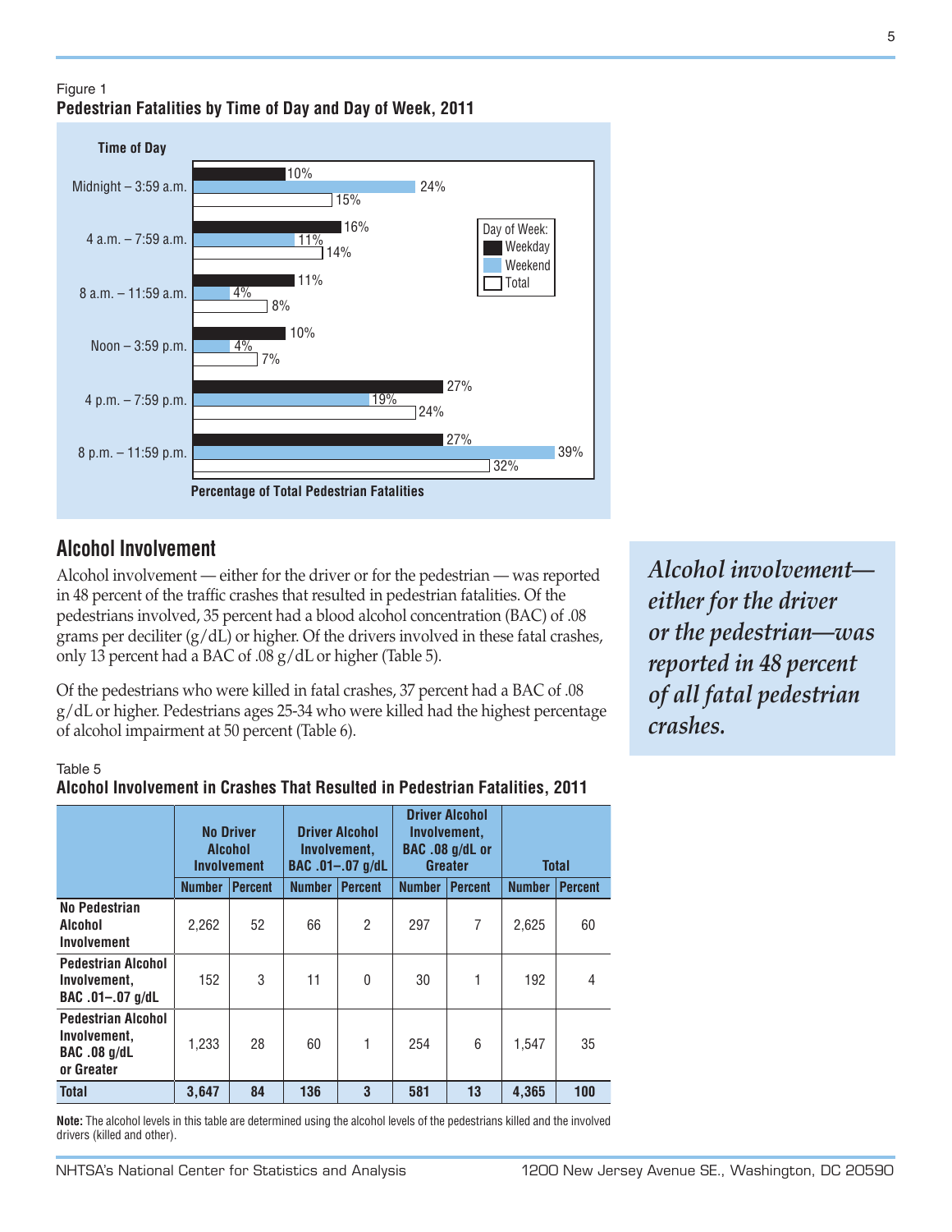Figure 1

**Pedestrian Fatalities by Time of Day and Day of Week, 2011**

| Time of Day | Weekday | Weekend | Total |
|---|---|---|---|
| Midnight – 3:59 a.m. | 10% | 24% | 15% |
| 4 a.m. – 7:59 a.m. | 16% | 11% | 14% |
| 8 a.m. – 11:59 a.m. | 11% | 4% | 8% |
| Noon – 3:59 p.m. | 10% | 4% | 7% |
| 4 p.m. – 7:59 p.m. | 27% | 19% | 24% |
| 8 p.m. – 11:59 p.m. | 27% | 39% | 32% |

Percentage of Total Pedestrian Fatalities

## Alcohol Involvement

Alcohol involvement — either for the driver or for the pedestrian — was reported in 48 percent of the traffic crashes that resulted in pedestrian fatalities. Of the pedestrians involved, 35 percent had a blood alcohol concentration (BAC) of .08 grams per deciliter (g/dL) or higher. Of the drivers involved in these fatal crashes, only 13 percent had a BAC of .08 g/dL or higher (Table 5).

Of the pedestrians who were killed in fatal crashes, 37 percent had a BAC of .08 g/dL or higher. Pedestrians ages 25-34 who were killed had the highest percentage of alcohol impairment at 50 percent (Table 6).

*Alcohol involvement—either for the driver or the pedestrian—was reported in 48 percent of all fatal pedestrian crashes.*

Table 5

**Alcohol Involvement in Crashes That Resulted in Pedestrian Fatalities, 2011**

| | No Driver Alcohol Involvement | | Driver Alcohol Involvement, BAC .01–.07 g/dL | | Driver Alcohol Involvement, BAC .08 g/dL or Greater | | Total | |
|---|---|---|---|---|---|---|---|---|
| | Number | Percent | Number | Percent | Number | Percent | Number | Percent |
| No Pedestrian Alcohol Involvement | 2,262 | 52 | 66 | 2 | 297 | 7 | 2,625 | 60 |
| Pedestrian Alcohol Involvement, BAC .01–.07 g/dL | 152 | 3 | 11 | 0 | 30 | 1 | 192 | 4 |
| Pedestrian Alcohol Involvement, BAC .08 g/dL or Greater | 1,233 | 28 | 60 | 1 | 254 | 6 | 1,547 | 35 |
| **Total** | **3,647** | **84** | **136** | **3** | **581** | **13** | **4,365** | **100** |

**Note:** The alcohol levels in this table are determined using the alcohol levels of the pedestrians killed and the involved drivers (killed and other).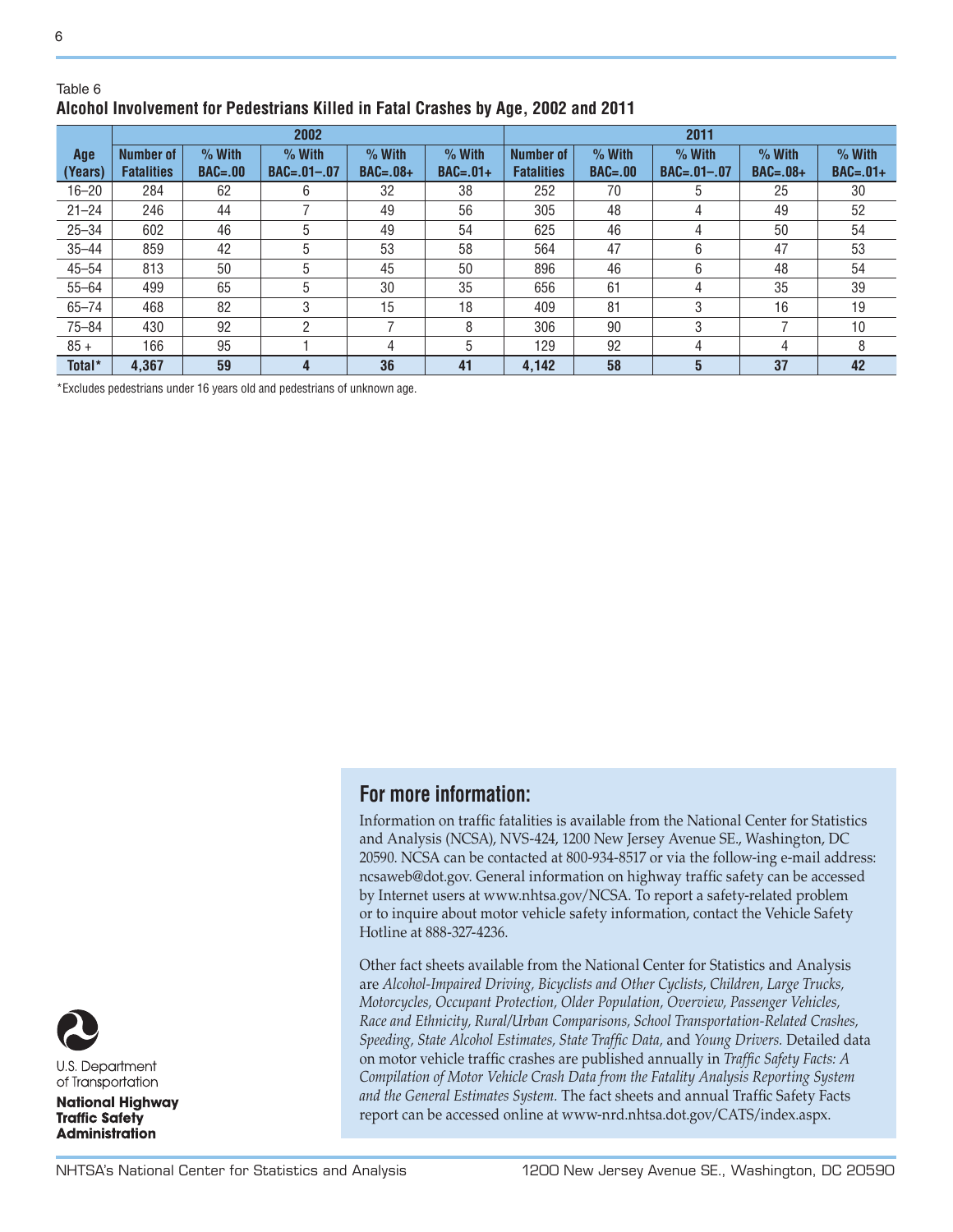Table 6

**Alcohol Involvement for Pedestrians Killed in Fatal Crashes by Age, 2002 and 2011**

| Age (Years) | 2002 | | | | | 2011 | | | | |
|---|---|---|---|---|---|---|---|---|---|---|
| | Number of Fatalities | % With BAC=.00 | % With BAC=.01–.07 | % With BAC=.08+ | % With BAC=.01+ | Number of Fatalities | % With BAC=.00 | % With BAC=.01–.07 | % With BAC=.08+ | % With BAC=.01+ |
| 16–20 | 284 | 62 | 6 | 32 | 38 | 252 | 70 | 5 | 25 | 30 |
| 21–24 | 246 | 44 | 7 | 49 | 56 | 305 | 48 | 4 | 49 | 52 |
| 25–34 | 602 | 46 | 5 | 49 | 54 | 625 | 46 | 4 | 50 | 54 |
| 35–44 | 859 | 42 | 5 | 53 | 58 | 564 | 47 | 6 | 47 | 53 |
| 45–54 | 813 | 50 | 5 | 45 | 50 | 896 | 46 | 6 | 48 | 54 |
| 55–64 | 499 | 65 | 5 | 30 | 35 | 656 | 61 | 4 | 35 | 39 |
| 65–74 | 468 | 82 | 3 | 15 | 18 | 409 | 81 | 3 | 16 | 19 |
| 75–84 | 430 | 92 | 2 | 7 | 8 | 306 | 90 | 3 | 7 | 10 |
| 85 + | 166 | 95 | 1 | 4 | 5 | 129 | 92 | 4 | 4 | 8 |
| **Total*** | **4,367** | **59** | **4** | **36** | **41** | **4,142** | **58** | **5** | **37** | **42** |

*Excludes pedestrians under 16 years old and pedestrians of unknown age.

## For more information:

Information on traffic fatalities is available from the National Center for Statistics and Analysis (NCSA), NVS-424, 1200 New Jersey Avenue SE., Washington, DC 20590. NCSA can be contacted at 800-934-8517 or via the follow-ing e-mail address: ncsaweb@dot.gov. General information on highway traffic safety can be accessed by Internet users at www.nhtsa.gov/NCSA. To report a safety-related problem or to inquire about motor vehicle safety information, contact the Vehicle Safety Hotline at 888-327-4236.

Other fact sheets available from the National Center for Statistics and Analysis are *Alcohol-Impaired Driving, Bicyclists and Other Cyclists, Children, Large Trucks, Motorcycles, Occupant Protection, Older Population, Overview, Passenger Vehicles, Race and Ethnicity, Rural/Urban Comparisons, School Transportation-Related Crashes, Speeding, State Alcohol Estimates, State Traffic Data,* and *Young Drivers.* Detailed data on motor vehicle traffic crashes are published annually in *Traffic Safety Facts: A Compilation of Motor Vehicle Crash Data from the Fatality Analysis Reporting System and the General Estimates System.* The fact sheets and annual Traffic Safety Facts report can be accessed online at www-nrd.nhtsa.dot.gov/CATS/index.aspx.

U.S. Department of Transportation

**National Highway Traffic Safety Administration**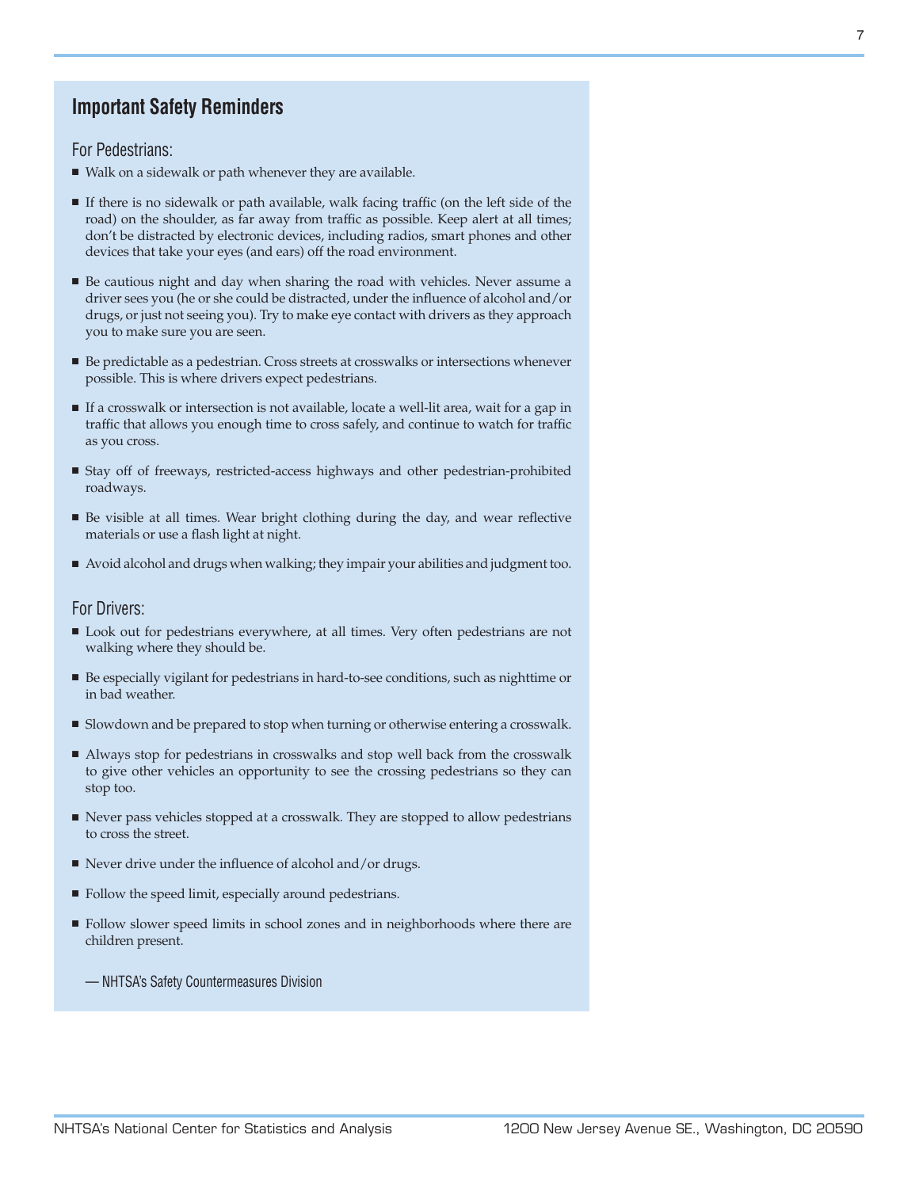## Important Safety Reminders

### For Pedestrians:

- Walk on a sidewalk or path whenever they are available.
- If there is no sidewalk or path available, walk facing traffic (on the left side of the road) on the shoulder, as far away from traffic as possible. Keep alert at all times; don't be distracted by electronic devices, including radios, smart phones and other devices that take your eyes (and ears) off the road environment.
- Be cautious night and day when sharing the road with vehicles. Never assume a driver sees you (he or she could be distracted, under the influence of alcohol and/or drugs, or just not seeing you). Try to make eye contact with drivers as they approach you to make sure you are seen.
- Be predictable as a pedestrian. Cross streets at crosswalks or intersections whenever possible. This is where drivers expect pedestrians.
- If a crosswalk or intersection is not available, locate a well-lit area, wait for a gap in traffic that allows you enough time to cross safely, and continue to watch for traffic as you cross.
- Stay off of freeways, restricted-access highways and other pedestrian-prohibited roadways.
- Be visible at all times. Wear bright clothing during the day, and wear reflective materials or use a flash light at night.
- Avoid alcohol and drugs when walking; they impair your abilities and judgment too.

### For Drivers:

- Look out for pedestrians everywhere, at all times. Very often pedestrians are not walking where they should be.
- Be especially vigilant for pedestrians in hard-to-see conditions, such as nighttime or in bad weather.
- Slowdown and be prepared to stop when turning or otherwise entering a crosswalk.
- Always stop for pedestrians in crosswalks and stop well back from the crosswalk to give other vehicles an opportunity to see the crossing pedestrians so they can stop too.
- Never pass vehicles stopped at a crosswalk. They are stopped to allow pedestrians to cross the street.
- Never drive under the influence of alcohol and/or drugs.
- Follow the speed limit, especially around pedestrians.
- Follow slower speed limits in school zones and in neighborhoods where there are children present.

— NHTSA's Safety Countermeasures Division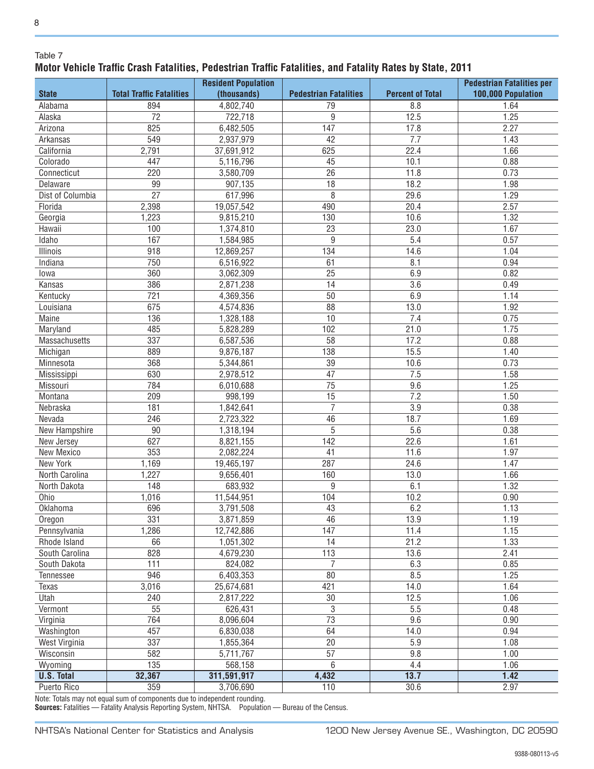Table 7

**Motor Vehicle Traffic Crash Fatalities, Pedestrian Traffic Fatalities, and Fatality Rates by State, 2011**

| State | Total Traffic Fatalities | Resident Population (thousands) | Pedestrian Fatalities | Percent of Total | Pedestrian Fatalities per 100,000 Population |
|---|---|---|---|---|---|
| Alabama | 894 | 4,802,740 | 79 | 8.8 | 1.64 |
| Alaska | 72 | 722,718 | 9 | 12.5 | 1.25 |
| Arizona | 825 | 6,482,505 | 147 | 17.8 | 2.27 |
| Arkansas | 549 | 2,937,979 | 42 | 7.7 | 1.43 |
| California | 2,791 | 37,691,912 | 625 | 22.4 | 1.66 |
| Colorado | 447 | 5,116,796 | 45 | 10.1 | 0.88 |
| Connecticut | 220 | 3,580,709 | 26 | 11.8 | 0.73 |
| Delaware | 99 | 907,135 | 18 | 18.2 | 1.98 |
| Dist of Columbia | 27 | 617,996 | 8 | 29.6 | 1.29 |
| Florida | 2,398 | 19,057,542 | 490 | 20.4 | 2.57 |
| Georgia | 1,223 | 9,815,210 | 130 | 10.6 | 1.32 |
| Hawaii | 100 | 1,374,810 | 23 | 23.0 | 1.67 |
| Idaho | 167 | 1,584,985 | 9 | 5.4 | 0.57 |
| Illinois | 918 | 12,869,257 | 134 | 14.6 | 1.04 |
| Indiana | 750 | 6,516,922 | 61 | 8.1 | 0.94 |
| Iowa | 360 | 3,062,309 | 25 | 6.9 | 0.82 |
| Kansas | 386 | 2,871,238 | 14 | 3.6 | 0.49 |
| Kentucky | 721 | 4,369,356 | 50 | 6.9 | 1.14 |
| Louisiana | 675 | 4,574,836 | 88 | 13.0 | 1.92 |
| Maine | 136 | 1,328,188 | 10 | 7.4 | 0.75 |
| Maryland | 485 | 5,828,289 | 102 | 21.0 | 1.75 |
| Massachusetts | 337 | 6,587,536 | 58 | 17.2 | 0.88 |
| Michigan | 889 | 9,876,187 | 138 | 15.5 | 1.40 |
| Minnesota | 368 | 5,344,861 | 39 | 10.6 | 0.73 |
| Mississippi | 630 | 2,978,512 | 47 | 7.5 | 1.58 |
| Missouri | 784 | 6,010,688 | 75 | 9.6 | 1.25 |
| Montana | 209 | 998,199 | 15 | 7.2 | 1.50 |
| Nebraska | 181 | 1,842,641 | 7 | 3.9 | 0.38 |
| Nevada | 246 | 2,723,322 | 46 | 18.7 | 1.69 |
| New Hampshire | 90 | 1,318,194 | 5 | 5.6 | 0.38 |
| New Jersey | 627 | 8,821,155 | 142 | 22.6 | 1.61 |
| New Mexico | 353 | 2,082,224 | 41 | 11.6 | 1.97 |
| New York | 1,169 | 19,465,197 | 287 | 24.6 | 1.47 |
| North Carolina | 1,227 | 9,656,401 | 160 | 13.0 | 1.66 |
| North Dakota | 148 | 683,932 | 9 | 6.1 | 1.32 |
| Ohio | 1,016 | 11,544,951 | 104 | 10.2 | 0.90 |
| Oklahoma | 696 | 3,791,508 | 43 | 6.2 | 1.13 |
| Oregon | 331 | 3,871,859 | 46 | 13.9 | 1.19 |
| Pennsylvania | 1,286 | 12,742,886 | 147 | 11.4 | 1.15 |
| Rhode Island | 66 | 1,051,302 | 14 | 21.2 | 1.33 |
| South Carolina | 828 | 4,679,230 | 113 | 13.6 | 2.41 |
| South Dakota | 111 | 824,082 | 7 | 6.3 | 0.85 |
| Tennessee | 946 | 6,403,353 | 80 | 8.5 | 1.25 |
| Texas | 3,016 | 25,674,681 | 421 | 14.0 | 1.64 |
| Utah | 240 | 2,817,222 | 30 | 12.5 | 1.06 |
| Vermont | 55 | 626,431 | 3 | 5.5 | 0.48 |
| Virginia | 764 | 8,096,604 | 73 | 9.6 | 0.90 |
| Washington | 457 | 6,830,038 | 64 | 14.0 | 0.94 |
| West Virginia | 337 | 1,855,364 | 20 | 5.9 | 1.08 |
| Wisconsin | 582 | 5,711,767 | 57 | 9.8 | 1.00 |
| Wyoming | 135 | 568,158 | 6 | 4.4 | 1.06 |
| **U.S. Total** | **32,367** | **311,591,917** | **4,432** | **13.7** | **1.42** |
| Puerto Rico | 359 | 3,706,690 | 110 | 30.6 | 2.97 |

Note: Totals may not equal sum of components due to independent rounding.

**Sources:** Fatalities — Fatality Analysis Reporting System, NHTSA. Population — Bureau of the Census.

NHTSA's National Center for Statistics and Analysis 1200 New Jersey Avenue SE., Washington, DC 20590

9388-080113-v5